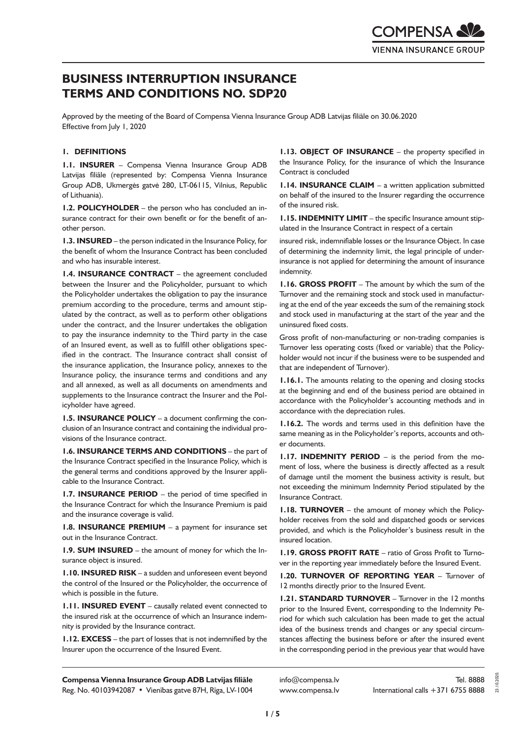# BUSINESS INTERRUPTION INSURANCE TERMS AND CONDITIONS NO. SDP20

Approved by the meeting of the Board of Compensa Vienna Insurance Group ADB Latvijas filiāle on 30.06.2020
Effective from July 1, 2020

## 1. DEFINITIONS

**1.1. INSURER** – Compensa Vienna Insurance Group ADB Latvijas filiāle (represented by: Compensa Vienna Insurance Group ADB, Ukmergės gatvė 280, LT-06115, Vilnius, Republic of Lithuania).

**1.2. POLICYHOLDER** – the person who has concluded an insurance contract for their own benefit or for the benefit of another person.

**1.3. INSURED** – the person indicated in the Insurance Policy, for the benefit of whom the Insurance Contract has been concluded and who has insurable interest.

**1.4. INSURANCE CONTRACT** – the agreement concluded between the Insurer and the Policyholder, pursuant to which the Policyholder undertakes the obligation to pay the insurance premium according to the procedure, terms and amount stipulated by the contract, as well as to perform other obligations under the contract, and the Insurer undertakes the obligation to pay the insurance indemnity to the Third party in the case of an Insured event, as well as to fulfill other obligations specified in the contract. The Insurance contract shall consist of the insurance application, the Insurance policy, annexes to the Insurance policy, the insurance terms and conditions and any and all annexed, as well as all documents on amendments and supplements to the Insurance contract the Insurer and the Policyholder have agreed.

**1.5. INSURANCE POLICY** – a document confirming the conclusion of an Insurance contract and containing the individual provisions of the Insurance contract.

**1.6. INSURANCE TERMS AND CONDITIONS** – the part of the Insurance Contract specified in the Insurance Policy, which is the general terms and conditions approved by the Insurer applicable to the Insurance Contract.

**1.7. INSURANCE PERIOD** – the period of time specified in the Insurance Contract for which the Insurance Premium is paid and the insurance coverage is valid.

**1.8. INSURANCE PREMIUM** – a payment for insurance set out in the Insurance Contract.

**1.9. SUM INSURED** – the amount of money for which the Insurance object is insured.

**1.10. INSURED RISK** – a sudden and unforeseen event beyond the control of the Insured or the Policyholder, the occurrence of which is possible in the future.

**1.11. INSURED EVENT** – causally related event connected to the insured risk at the occurrence of which an Insurance indemnity is provided by the Insurance contract.

**1.12. EXCESS** – the part of losses that is not indemnified by the Insurer upon the occurrence of the Insured Event.

**1.13. OBJECT OF INSURANCE** – the property specified in the Insurance Policy, for the insurance of which the Insurance Contract is concluded

**1.14. INSURANCE CLAIM** – a written application submitted on behalf of the insured to the Insurer regarding the occurrence of the insured risk.

**1.15. INDEMNITY LIMIT** – the specific Insurance amount stipulated in the Insurance Contract in respect of a certain

insured risk, indemnifiable losses or the Insurance Object. In case of determining the indemnity limit, the legal principle of underinsurance is not applied for determining the amount of insurance indemnity.

**1.16. GROSS PROFIT** – The amount by which the sum of the Turnover and the remaining stock and stock used in manufacturing at the end of the year exceeds the sum of the remaining stock and stock used in manufacturing at the start of the year and the uninsured fixed costs.

Gross profit of non-manufacturing or non-trading companies is Turnover less operating costs (fixed or variable) that the Policyholder would not incur if the business were to be suspended and that are independent of Turnover).

**1.16.1.** The amounts relating to the opening and closing stocks at the beginning and end of the business period are obtained in accordance with the Policyholder's accounting methods and in accordance with the depreciation rules.

**1.16.2.** The words and terms used in this definition have the same meaning as in the Policyholder's reports, accounts and other documents.

**1.17. INDEMNITY PERIOD** – is the period from the moment of loss, where the business is directly affected as a result of damage until the moment the business activity is result, but not exceeding the minimum Indemnity Period stipulated by the Insurance Contract.

**1.18. TURNOVER** – the amount of money which the Policyholder receives from the sold and dispatched goods or services provided, and which is the Policyholder's business result in the insured location.

**1.19. GROSS PROFIT RATE** – ratio of Gross Profit to Turnover in the reporting year immediately before the Insured Event.

**1.20. TURNOVER OF REPORTING YEAR** – Turnover of 12 months directly prior to the Insured Event.

**1.21. STANDARD TURNOVER** – Turnover in the 12 months prior to the Insured Event, corresponding to the Indemnity Period for which such calculation has been made to get the actual idea of the business trends and changes or any special circumstances affecting the business before or after the insured event in the corresponding period in the previous year that would have

**Compensa Vienna Insurance Group ADB Latvijas filiāle**
Reg. No. 40103942087 • Vienības gatve 87H, Rīga, LV-1004
info@compensa.lv
www.compensa.lv
Tel. 8888
International calls +371 6755 8888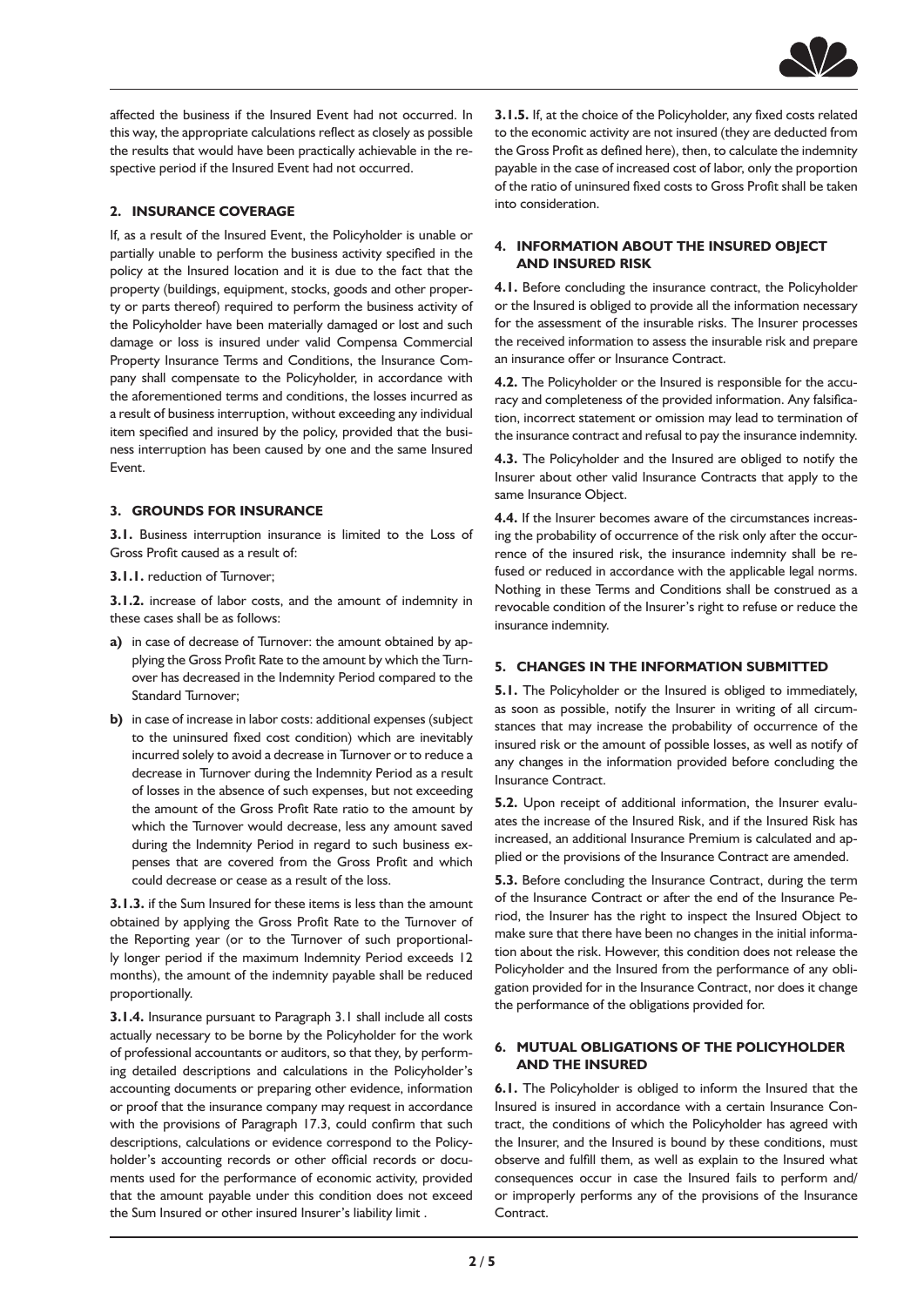affected the business if the Insured Event had not occurred. In this way, the appropriate calculations reflect as closely as possible the results that would have been practically achievable in the respective period if the Insured Event had not occurred.

## 2. INSURANCE COVERAGE

If, as a result of the Insured Event, the Policyholder is unable or partially unable to perform the business activity specified in the policy at the Insured location and it is due to the fact that the property (buildings, equipment, stocks, goods and other property or parts thereof) required to perform the business activity of the Policyholder have been materially damaged or lost and such damage or loss is insured under valid Compensa Commercial Property Insurance Terms and Conditions, the Insurance Company shall compensate to the Policyholder, in accordance with the aforementioned terms and conditions, the losses incurred as a result of business interruption, without exceeding any individual item specified and insured by the policy, provided that the business interruption has been caused by one and the same Insured Event.

## 3. GROUNDS FOR INSURANCE

**3.1.** Business interruption insurance is limited to the Loss of Gross Profit caused as a result of:

**3.1.1.** reduction of Turnover;

**3.1.2.** increase of labor costs, and the amount of indemnity in these cases shall be as follows:

- **a)** in case of decrease of Turnover: the amount obtained by applying the Gross Profit Rate to the amount by which the Turnover has decreased in the Indemnity Period compared to the Standard Turnover;
- **b)** in case of increase in labor costs: additional expenses (subject to the uninsured fixed cost condition) which are inevitably incurred solely to avoid a decrease in Turnover or to reduce a decrease in Turnover during the Indemnity Period as a result of losses in the absence of such expenses, but not exceeding the amount of the Gross Profit Rate ratio to the amount by which the Turnover would decrease, less any amount saved during the Indemnity Period in regard to such business expenses that are covered from the Gross Profit and which could decrease or cease as a result of the loss.

**3.1.3.** if the Sum Insured for these items is less than the amount obtained by applying the Gross Profit Rate to the Turnover of the Reporting year (or to the Turnover of such proportionally longer period if the maximum Indemnity Period exceeds 12 months), the amount of the indemnity payable shall be reduced proportionally.

**3.1.4.** Insurance pursuant to Paragraph 3.1 shall include all costs actually necessary to be borne by the Policyholder for the work of professional accountants or auditors, so that they, by performing detailed descriptions and calculations in the Policyholder's accounting documents or preparing other evidence, information or proof that the insurance company may request in accordance with the provisions of Paragraph 17.3, could confirm that such descriptions, calculations or evidence correspond to the Policyholder's accounting records or other official records or documents used for the performance of economic activity, provided that the amount payable under this condition does not exceed the Sum Insured or other insured Insurer's liability limit .

**3.1.5.** If, at the choice of the Policyholder, any fixed costs related to the economic activity are not insured (they are deducted from the Gross Profit as defined here), then, to calculate the indemnity payable in the case of increased cost of labor, only the proportion of the ratio of uninsured fixed costs to Gross Profit shall be taken into consideration.

## 4. INFORMATION ABOUT THE INSURED OBJECT AND INSURED RISK

**4.1.** Before concluding the insurance contract, the Policyholder or the Insured is obliged to provide all the information necessary for the assessment of the insurable risks. The Insurer processes the received information to assess the insurable risk and prepare an insurance offer or Insurance Contract.

**4.2.** The Policyholder or the Insured is responsible for the accuracy and completeness of the provided information. Any falsification, incorrect statement or omission may lead to termination of the insurance contract and refusal to pay the insurance indemnity.

**4.3.** The Policyholder and the Insured are obliged to notify the Insurer about other valid Insurance Contracts that apply to the same Insurance Object.

**4.4.** If the Insurer becomes aware of the circumstances increasing the probability of occurrence of the risk only after the occurrence of the insured risk, the insurance indemnity shall be refused or reduced in accordance with the applicable legal norms. Nothing in these Terms and Conditions shall be construed as a revocable condition of the Insurer's right to refuse or reduce the insurance indemnity.

## 5. CHANGES IN THE INFORMATION SUBMITTED

**5.1.** The Policyholder or the Insured is obliged to immediately, as soon as possible, notify the Insurer in writing of all circumstances that may increase the probability of occurrence of the insured risk or the amount of possible losses, as well as notify of any changes in the information provided before concluding the Insurance Contract.

**5.2.** Upon receipt of additional information, the Insurer evaluates the increase of the Insured Risk, and if the Insured Risk has increased, an additional Insurance Premium is calculated and applied or the provisions of the Insurance Contract are amended.

**5.3.** Before concluding the Insurance Contract, during the term of the Insurance Contract or after the end of the Insurance Period, the Insurer has the right to inspect the Insured Object to make sure that there have been no changes in the initial information about the risk. However, this condition does not release the Policyholder and the Insured from the performance of any obligation provided for in the Insurance Contract, nor does it change the performance of the obligations provided for.

## 6. MUTUAL OBLIGATIONS OF THE POLICYHOLDER AND THE INSURED

**6.1.** The Policyholder is obliged to inform the Insured that the Insured is insured in accordance with a certain Insurance Contract, the conditions of which the Policyholder has agreed with the Insurer, and the Insured is bound by these conditions, must observe and fulfill them, as well as explain to the Insured what consequences occur in case the Insured fails to perform and/ or improperly performs any of the provisions of the Insurance Contract.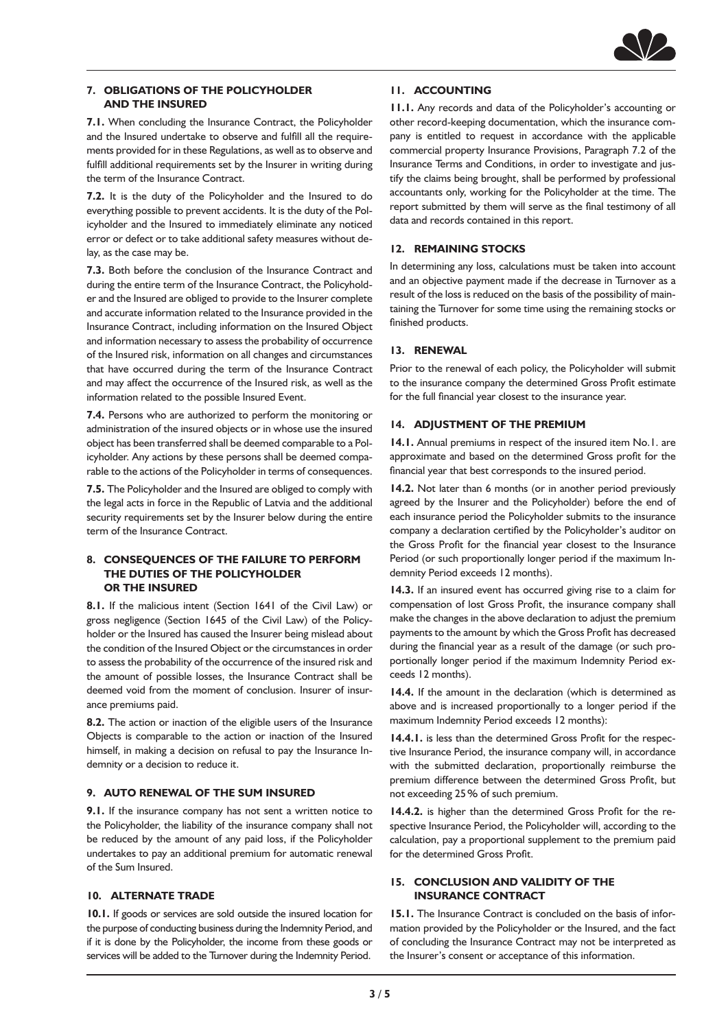## 7. OBLIGATIONS OF THE POLICYHOLDER AND THE INSURED

**7.1.** When concluding the Insurance Contract, the Policyholder and the Insured undertake to observe and fulfill all the requirements provided for in these Regulations, as well as to observe and fulfill additional requirements set by the Insurer in writing during the term of the Insurance Contract.

**7.2.** It is the duty of the Policyholder and the Insured to do everything possible to prevent accidents. It is the duty of the Policyholder and the Insured to immediately eliminate any noticed error or defect or to take additional safety measures without delay, as the case may be.

**7.3.** Both before the conclusion of the Insurance Contract and during the entire term of the Insurance Contract, the Policyholder and the Insured are obliged to provide to the Insurer complete and accurate information related to the Insurance provided in the Insurance Contract, including information on the Insured Object and information necessary to assess the probability of occurrence of the Insured risk, information on all changes and circumstances that have occurred during the term of the Insurance Contract and may affect the occurrence of the Insured risk, as well as the information related to the possible Insured Event.

**7.4.** Persons who are authorized to perform the monitoring or administration of the insured objects or in whose use the insured object has been transferred shall be deemed comparable to a Policyholder. Any actions by these persons shall be deemed comparable to the actions of the Policyholder in terms of consequences.

**7.5.** The Policyholder and the Insured are obliged to comply with the legal acts in force in the Republic of Latvia and the additional security requirements set by the Insurer below during the entire term of the Insurance Contract.

## 8. CONSEQUENCES OF THE FAILURE TO PERFORM THE DUTIES OF THE POLICYHOLDER OR THE INSURED

**8.1.** If the malicious intent (Section 1641 of the Civil Law) or gross negligence (Section 1645 of the Civil Law) of the Policyholder or the Insured has caused the Insurer being mislead about the condition of the Insured Object or the circumstances in order to assess the probability of the occurrence of the insured risk and the amount of possible losses, the Insurance Contract shall be deemed void from the moment of conclusion. Insurer of insurance premiums paid.

**8.2.** The action or inaction of the eligible users of the Insurance Objects is comparable to the action or inaction of the Insured himself, in making a decision on refusal to pay the Insurance Indemnity or a decision to reduce it.

## 9. AUTO RENEWAL OF THE SUM INSURED

**9.1.** If the insurance company has not sent a written notice to the Policyholder, the liability of the insurance company shall not be reduced by the amount of any paid loss, if the Policyholder undertakes to pay an additional premium for automatic renewal of the Sum Insured.

## 10. ALTERNATE TRADE

**10.1.** If goods or services are sold outside the insured location for the purpose of conducting business during the Indemnity Period, and if it is done by the Policyholder, the income from these goods or services will be added to the Turnover during the Indemnity Period.

## 11. ACCOUNTING

**11.1.** Any records and data of the Policyholder's accounting or other record-keeping documentation, which the insurance company is entitled to request in accordance with the applicable commercial property Insurance Provisions, Paragraph 7.2 of the Insurance Terms and Conditions, in order to investigate and justify the claims being brought, shall be performed by professional accountants only, working for the Policyholder at the time. The report submitted by them will serve as the final testimony of all data and records contained in this report.

## 12. REMAINING STOCKS

In determining any loss, calculations must be taken into account and an objective payment made if the decrease in Turnover as a result of the loss is reduced on the basis of the possibility of maintaining the Turnover for some time using the remaining stocks or finished products.

## 13. RENEWAL

Prior to the renewal of each policy, the Policyholder will submit to the insurance company the determined Gross Profit estimate for the full financial year closest to the insurance year.

## 14. ADJUSTMENT OF THE PREMIUM

**14.1.** Annual premiums in respect of the insured item No.1. are approximate and based on the determined Gross profit for the financial year that best corresponds to the insured period.

**14.2.** Not later than 6 months (or in another period previously agreed by the Insurer and the Policyholder) before the end of each insurance period the Policyholder submits to the insurance company a declaration certified by the Policyholder's auditor on the Gross Profit for the financial year closest to the Insurance Period (or such proportionally longer period if the maximum Indemnity Period exceeds 12 months).

**14.3.** If an insured event has occurred giving rise to a claim for compensation of lost Gross Profit, the insurance company shall make the changes in the above declaration to adjust the premium payments to the amount by which the Gross Profit has decreased during the financial year as a result of the damage (or such proportionally longer period if the maximum Indemnity Period exceeds 12 months).

**14.4.** If the amount in the declaration (which is determined as above and is increased proportionally to a longer period if the maximum Indemnity Period exceeds 12 months):

**14.4.1.** is less than the determined Gross Profit for the respective Insurance Period, the insurance company will, in accordance with the submitted declaration, proportionally reimburse the premium difference between the determined Gross Profit, but not exceeding 25% of such premium.

**14.4.2.** is higher than the determined Gross Profit for the respective Insurance Period, the Policyholder will, according to the calculation, pay a proportional supplement to the premium paid for the determined Gross Profit.

## 15. CONCLUSION AND VALIDITY OF THE INSURANCE CONTRACT

**15.1.** The Insurance Contract is concluded on the basis of information provided by the Policyholder or the Insured, and the fact of concluding the Insurance Contract may not be interpreted as the Insurer's consent or acceptance of this information.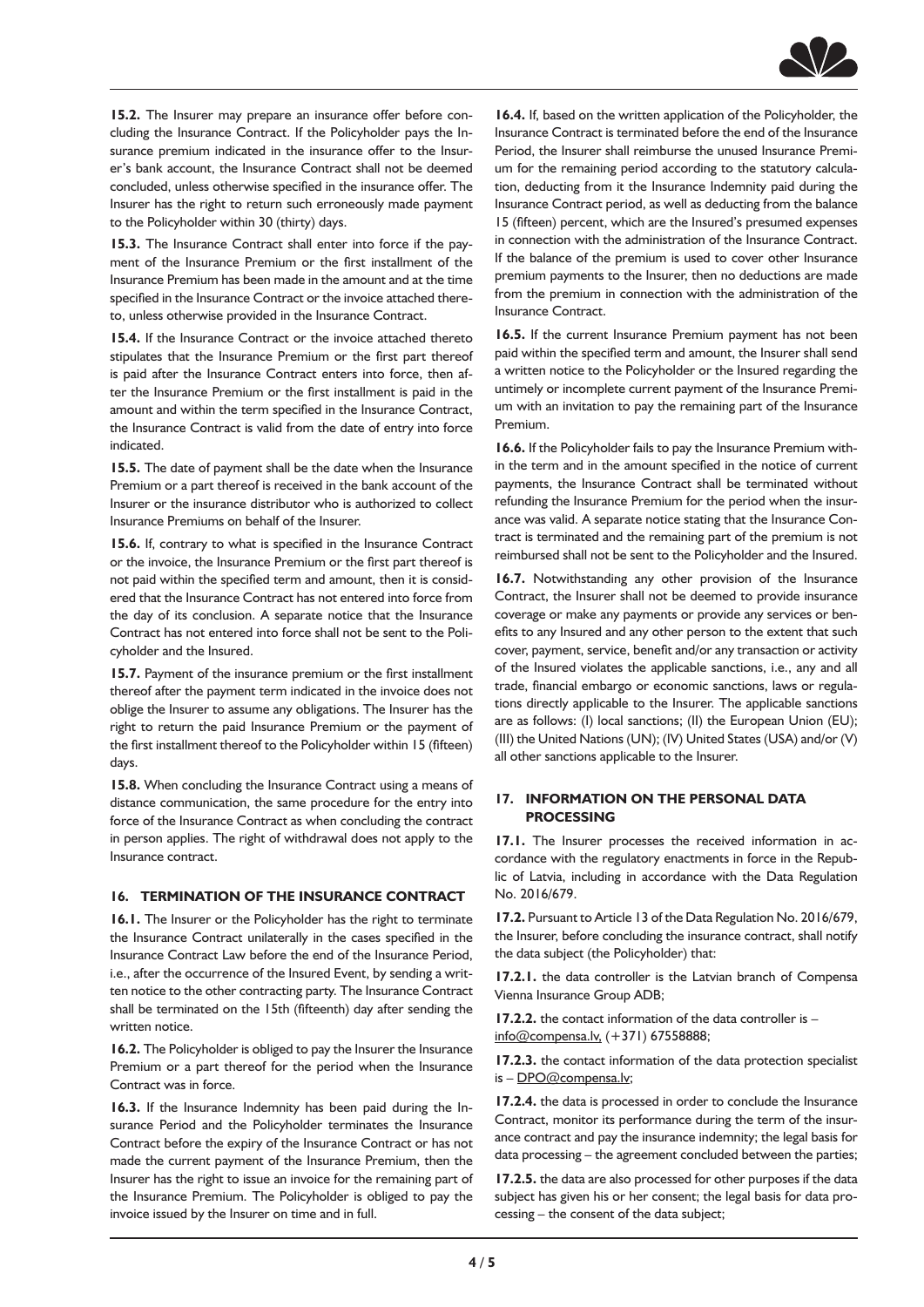**15.2.** The Insurer may prepare an insurance offer before concluding the Insurance Contract. If the Policyholder pays the Insurance premium indicated in the insurance offer to the Insurer's bank account, the Insurance Contract shall not be deemed concluded, unless otherwise specified in the insurance offer. The Insurer has the right to return such erroneously made payment to the Policyholder within 30 (thirty) days.

**15.3.** The Insurance Contract shall enter into force if the payment of the Insurance Premium or the first installment of the Insurance Premium has been made in the amount and at the time specified in the Insurance Contract or the invoice attached thereto, unless otherwise provided in the Insurance Contract.

**15.4.** If the Insurance Contract or the invoice attached thereto stipulates that the Insurance Premium or the first part thereof is paid after the Insurance Contract enters into force, then after the Insurance Premium or the first installment is paid in the amount and within the term specified in the Insurance Contract, the Insurance Contract is valid from the date of entry into force indicated.

**15.5.** The date of payment shall be the date when the Insurance Premium or a part thereof is received in the bank account of the Insurer or the insurance distributor who is authorized to collect Insurance Premiums on behalf of the Insurer.

**15.6.** If, contrary to what is specified in the Insurance Contract or the invoice, the Insurance Premium or the first part thereof is not paid within the specified term and amount, then it is considered that the Insurance Contract has not entered into force from the day of its conclusion. A separate notice that the Insurance Contract has not entered into force shall not be sent to the Policyholder and the Insured.

**15.7.** Payment of the insurance premium or the first installment thereof after the payment term indicated in the invoice does not oblige the Insurer to assume any obligations. The Insurer has the right to return the paid Insurance Premium or the payment of the first installment thereof to the Policyholder within 15 (fifteen) days.

**15.8.** When concluding the Insurance Contract using a means of distance communication, the same procedure for the entry into force of the Insurance Contract as when concluding the contract in person applies. The right of withdrawal does not apply to the Insurance contract.

## 16. TERMINATION OF THE INSURANCE CONTRACT

**16.1.** The Insurer or the Policyholder has the right to terminate the Insurance Contract unilaterally in the cases specified in the Insurance Contract Law before the end of the Insurance Period, i.e., after the occurrence of the Insured Event, by sending a written notice to the other contracting party. The Insurance Contract shall be terminated on the 15th (fifteenth) day after sending the written notice.

**16.2.** The Policyholder is obliged to pay the Insurer the Insurance Premium or a part thereof for the period when the Insurance Contract was in force.

**16.3.** If the Insurance Indemnity has been paid during the Insurance Period and the Policyholder terminates the Insurance Contract before the expiry of the Insurance Contract or has not made the current payment of the Insurance Premium, then the Insurer has the right to issue an invoice for the remaining part of the Insurance Premium. The Policyholder is obliged to pay the invoice issued by the Insurer on time and in full.

**16.4.** If, based on the written application of the Policyholder, the Insurance Contract is terminated before the end of the Insurance Period, the Insurer shall reimburse the unused Insurance Premium for the remaining period according to the statutory calculation, deducting from it the Insurance Indemnity paid during the Insurance Contract period, as well as deducting from the balance 15 (fifteen) percent, which are the Insured's presumed expenses in connection with the administration of the Insurance Contract. If the balance of the premium is used to cover other Insurance premium payments to the Insurer, then no deductions are made from the premium in connection with the administration of the Insurance Contract.

**16.5.** If the current Insurance Premium payment has not been paid within the specified term and amount, the Insurer shall send a written notice to the Policyholder or the Insured regarding the untimely or incomplete current payment of the Insurance Premium with an invitation to pay the remaining part of the Insurance Premium.

**16.6.** If the Policyholder fails to pay the Insurance Premium within the term and in the amount specified in the notice of current payments, the Insurance Contract shall be terminated without refunding the Insurance Premium for the period when the insurance was valid. A separate notice stating that the Insurance Contract is terminated and the remaining part of the premium is not reimbursed shall not be sent to the Policyholder and the Insured.

**16.7.** Notwithstanding any other provision of the Insurance Contract, the Insurer shall not be deemed to provide insurance coverage or make any payments or provide any services or benefits to any Insured and any other person to the extent that such cover, payment, service, benefit and/or any transaction or activity of the Insured violates the applicable sanctions, i.e., any and all trade, financial embargo or economic sanctions, laws or regulations directly applicable to the Insurer. The applicable sanctions are as follows: (I) local sanctions; (II) the European Union (EU); (III) the United Nations (UN); (IV) United States (USA) and/or (V) all other sanctions applicable to the Insurer.

## 17. INFORMATION ON THE PERSONAL DATA PROCESSING

**17.1.** The Insurer processes the received information in accordance with the regulatory enactments in force in the Republic of Latvia, including in accordance with the Data Regulation No. 2016/679.

**17.2.** Pursuant to Article 13 of the Data Regulation No. 2016/679, the Insurer, before concluding the insurance contract, shall notify the data subject (the Policyholder) that:

**17.2.1.** the data controller is the Latvian branch of Compensa Vienna Insurance Group ADB;

**17.2.2.** the contact information of the data controller is – info@compensa.lv, (+371) 67558888;

**17.2.3.** the contact information of the data protection specialist is – DPO@compensa.lv;

**17.2.4.** the data is processed in order to conclude the Insurance Contract, monitor its performance during the term of the insurance contract and pay the insurance indemnity; the legal basis for data processing – the agreement concluded between the parties;

**17.2.5.** the data are also processed for other purposes if the data subject has given his or her consent; the legal basis for data processing – the consent of the data subject;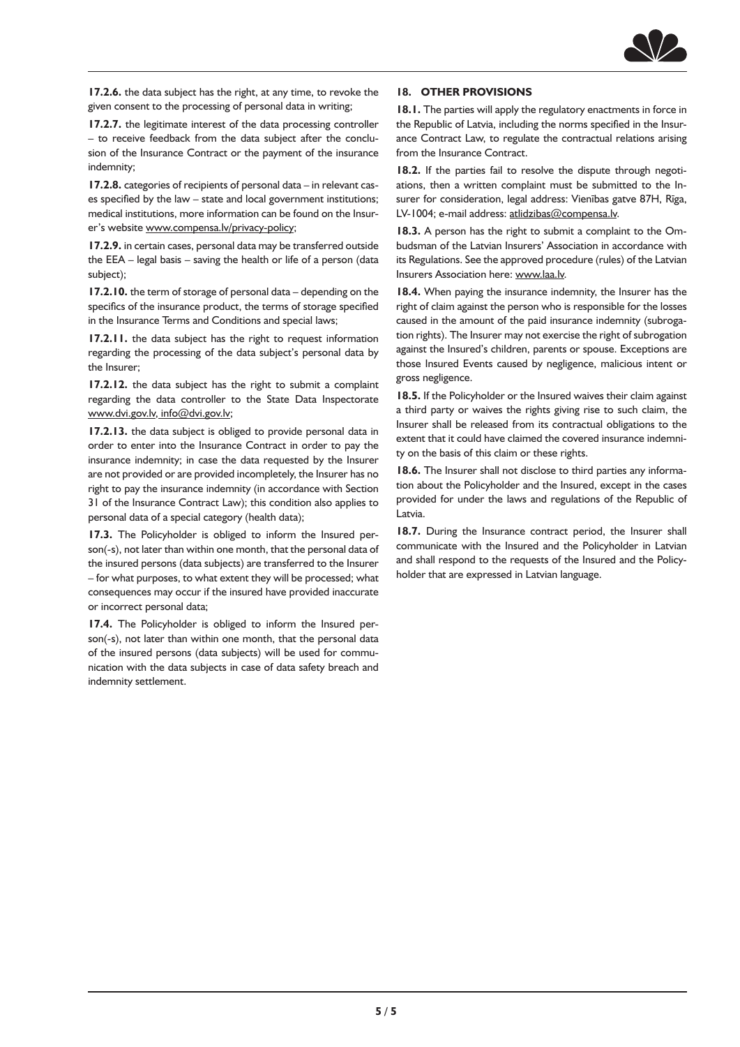**17.2.6.** the data subject has the right, at any time, to revoke the given consent to the processing of personal data in writing;

**17.2.7.** the legitimate interest of the data processing controller – to receive feedback from the data subject after the conclusion of the Insurance Contract or the payment of the insurance indemnity;

**17.2.8.** categories of recipients of personal data – in relevant cases specified by the law – state and local government institutions; medical institutions, more information can be found on the Insurer's website www.compensa.lv/privacy-policy;

**17.2.9.** in certain cases, personal data may be transferred outside the EEA – legal basis – saving the health or life of a person (data subject);

**17.2.10.** the term of storage of personal data – depending on the specifics of the insurance product, the terms of storage specified in the Insurance Terms and Conditions and special laws;

**17.2.11.** the data subject has the right to request information regarding the processing of the data subject's personal data by the Insurer;

**17.2.12.** the data subject has the right to submit a complaint regarding the data controller to the State Data Inspectorate www.dvi.gov.lv, info@dvi.gov.lv;

**17.2.13.** the data subject is obliged to provide personal data in order to enter into the Insurance Contract in order to pay the insurance indemnity; in case the data requested by the Insurer are not provided or are provided incompletely, the Insurer has no right to pay the insurance indemnity (in accordance with Section 31 of the Insurance Contract Law); this condition also applies to personal data of a special category (health data);

**17.3.** The Policyholder is obliged to inform the Insured person(-s), not later than within one month, that the personal data of the insured persons (data subjects) are transferred to the Insurer – for what purposes, to what extent they will be processed; what consequences may occur if the insured have provided inaccurate or incorrect personal data;

**17.4.** The Policyholder is obliged to inform the Insured person(-s), not later than within one month, that the personal data of the insured persons (data subjects) will be used for communication with the data subjects in case of data safety breach and indemnity settlement.

## 18. OTHER PROVISIONS

**18.1.** The parties will apply the regulatory enactments in force in the Republic of Latvia, including the norms specified in the Insurance Contract Law, to regulate the contractual relations arising from the Insurance Contract.

**18.2.** If the parties fail to resolve the dispute through negotiations, then a written complaint must be submitted to the Insurer for consideration, legal address: Vienības gatve 87H, Rīga, LV-1004; e-mail address: atlidzibas@compensa.lv.

**18.3.** A person has the right to submit a complaint to the Ombudsman of the Latvian Insurers' Association in accordance with its Regulations. See the approved procedure (rules) of the Latvian Insurers Association here: www.laa.lv.

**18.4.** When paying the insurance indemnity, the Insurer has the right of claim against the person who is responsible for the losses caused in the amount of the paid insurance indemnity (subrogation rights). The Insurer may not exercise the right of subrogation against the Insured's children, parents or spouse. Exceptions are those Insured Events caused by negligence, malicious intent or gross negligence.

**18.5.** If the Policyholder or the Insured waives their claim against a third party or waives the rights giving rise to such claim, the Insurer shall be released from its contractual obligations to the extent that it could have claimed the covered insurance indemnity on the basis of this claim or these rights.

**18.6.** The Insurer shall not disclose to third parties any information about the Policyholder and the Insured, except in the cases provided for under the laws and regulations of the Republic of Latvia.

**18.7.** During the Insurance contract period, the Insurer shall communicate with the Insured and the Policyholder in Latvian and shall respond to the requests of the Insured and the Policyholder that are expressed in Latvian language.